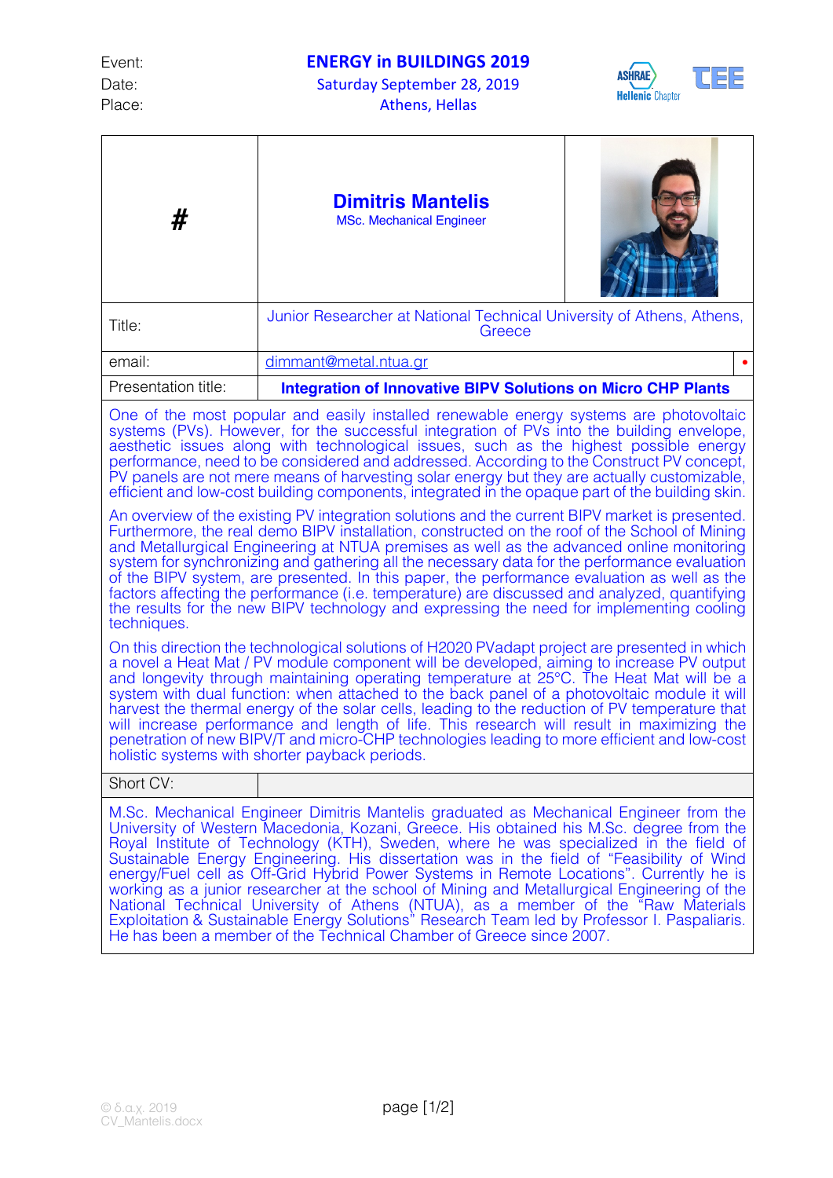| | | |
|---|---|---|
| Event: | **ENERGY in BUILDINGS 2019** | |
| Date: | Saturday September 28, 2019 | |
| Place: | Athens, Hellas | |

| # | **Dimitris Mantelis**<br>MSc. Mechanical Engineer |
|---|---|
| Title: | Junior Researcher at National Technical University of Athens, Athens, Greece |
| email: | dimmant@metal.ntua.gr |
| Presentation title: | **Integration of Innovative BIPV Solutions on Micro CHP Plants** |

One of the most popular and easily installed renewable energy systems are photovoltaic systems (PVs). However, for the successful integration of PVs into the building envelope, aesthetic issues along with technological issues, such as the highest possible energy performance, need to be considered and addressed. According to the Construct PV concept, PV panels are not mere means of harvesting solar energy but they are actually customizable, efficient and low-cost building components, integrated in the opaque part of the building skin.

An overview of the existing PV integration solutions and the current BIPV market is presented. Furthermore, the real demo BIPV installation, constructed on the roof of the School of Mining and Metallurgical Engineering at NTUA premises as well as the advanced online monitoring system for synchronizing and gathering all the necessary data for the performance evaluation of the BIPV system, are presented. In this paper, the performance evaluation as well as the factors affecting the performance (i.e. temperature) are discussed and analyzed, quantifying the results for the new BIPV technology and expressing the need for implementing cooling techniques.

On this direction the technological solutions of H2020 PVadapt project are presented in which a novel a Heat Mat / PV module component will be developed, aiming to increase PV output and longevity through maintaining operating temperature at 25°C. The Heat Mat will be a system with dual function: when attached to the back panel of a photovoltaic module it will harvest the thermal energy of the solar cells, leading to the reduction of PV temperature that will increase performance and length of life. This research will result in maximizing the penetration of new BIPV/T and micro-CHP technologies leading to more efficient and low-cost holistic systems with shorter payback periods.

**Short CV:**

M.Sc. Mechanical Engineer Dimitris Mantelis graduated as Mechanical Engineer from the University of Western Macedonia, Kozani, Greece. His obtained his M.Sc. degree from the Royal Institute of Technology (KTH), Sweden, where he was specialized in the field of Sustainable Energy Engineering. His dissertation was in the field of "Feasibility of Wind energy/Fuel cell as Off-Grid Hybrid Power Systems in Remote Locations". Currently he is working as a junior researcher at the school of Mining and Metallurgical Engineering of the National Technical University of Athens (NTUA), as a member of the "Raw Materials Exploitation & Sustainable Energy Solutions" Research Team led by Professor I. Paspaliaris. He has been a member of the Technical Chamber of Greece since 2007.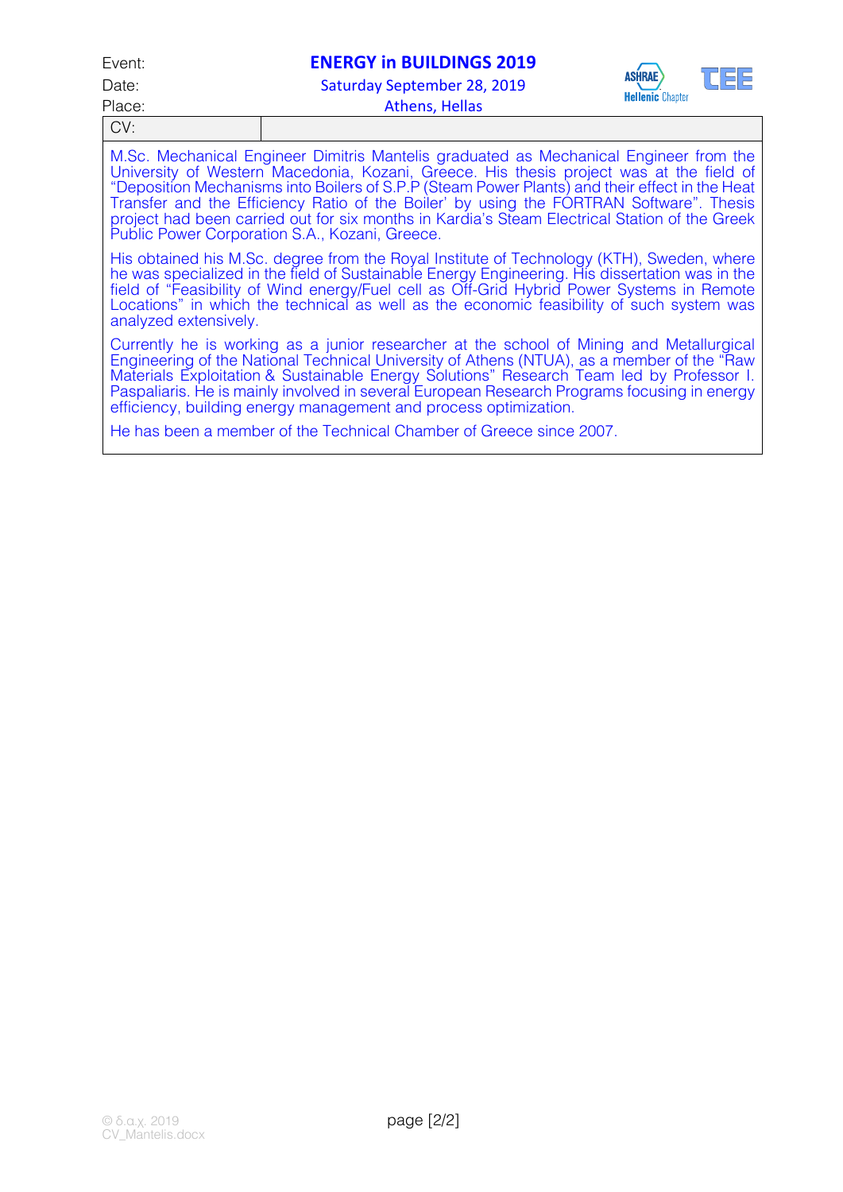| Event: | ENERGY in BUILDINGS 2019 |
|---|---|
| Date: | Saturday September 28, 2019 |
| Place: | Athens, Hellas |

CV:

M.Sc. Mechanical Engineer Dimitris Mantelis graduated as Mechanical Engineer from the University of Western Macedonia, Kozani, Greece. His thesis project was at the field of "Deposition Mechanisms into Boilers of S.P.P (Steam Power Plants) and their effect in the Heat Transfer and the Efficiency Ratio of the Boiler' by using the FORTRAN Software". Thesis project had been carried out for six months in Kardia's Steam Electrical Station of the Greek Public Power Corporation S.A., Kozani, Greece.

His obtained his M.Sc. degree from the Royal Institute of Technology (KTH), Sweden, where he was specialized in the field of Sustainable Energy Engineering. His dissertation was in the field of "Feasibility of Wind energy/Fuel cell as Off-Grid Hybrid Power Systems in Remote Locations" in which the technical as well as the economic feasibility of such system was analyzed extensively.

Currently he is working as a junior researcher at the school of Mining and Metallurgical Engineering of the National Technical University of Athens (NTUA), as a member of the "Raw Materials Exploitation & Sustainable Energy Solutions" Research Team led by Professor I. Paspaliaris. He is mainly involved in several European Research Programs focusing in energy efficiency, building energy management and process optimization.

He has been a member of the Technical Chamber of Greece since 2007.